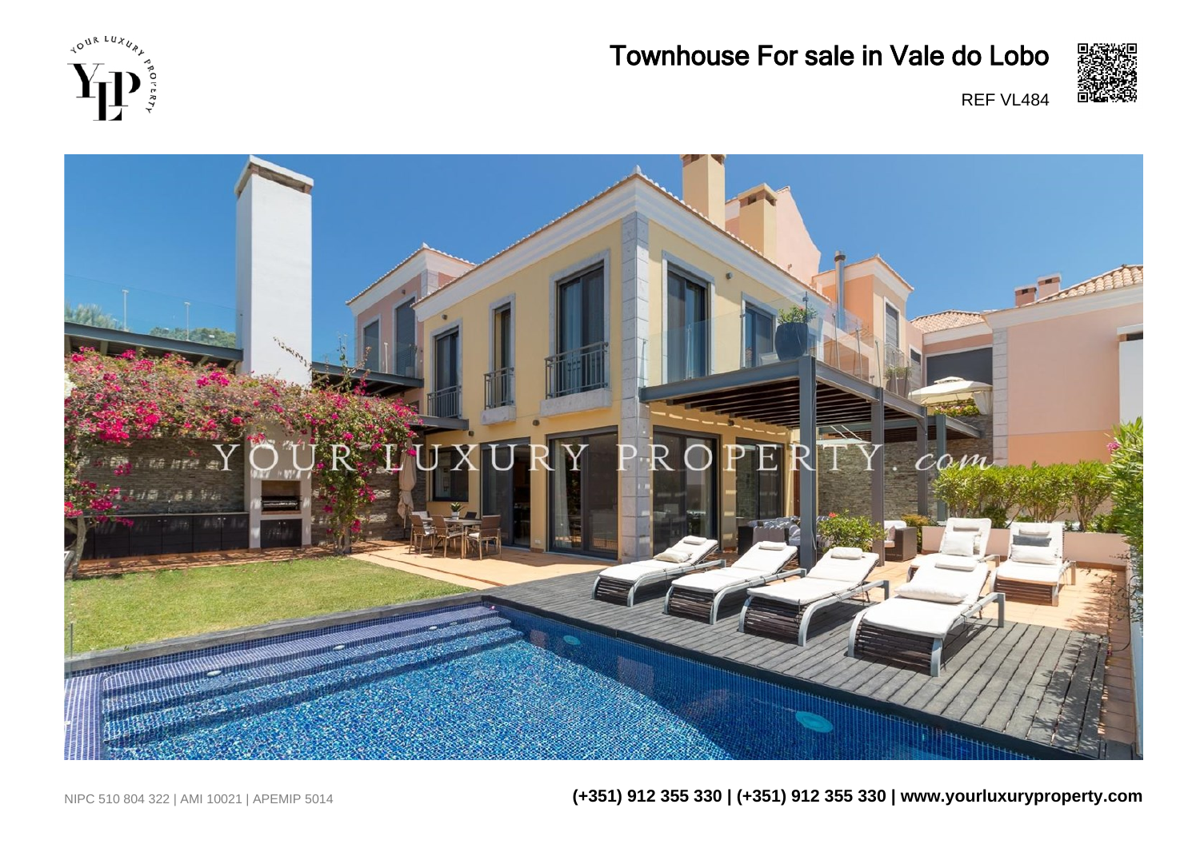# Townhouse For sale in Vale do Lobo

REF VL484

NIPC 510 804 322 | AMI 10021 | APEMIP 5014

**(+351) 912 355 330 | (+351) 912 355 330 | www.yourluxuryproperty.com**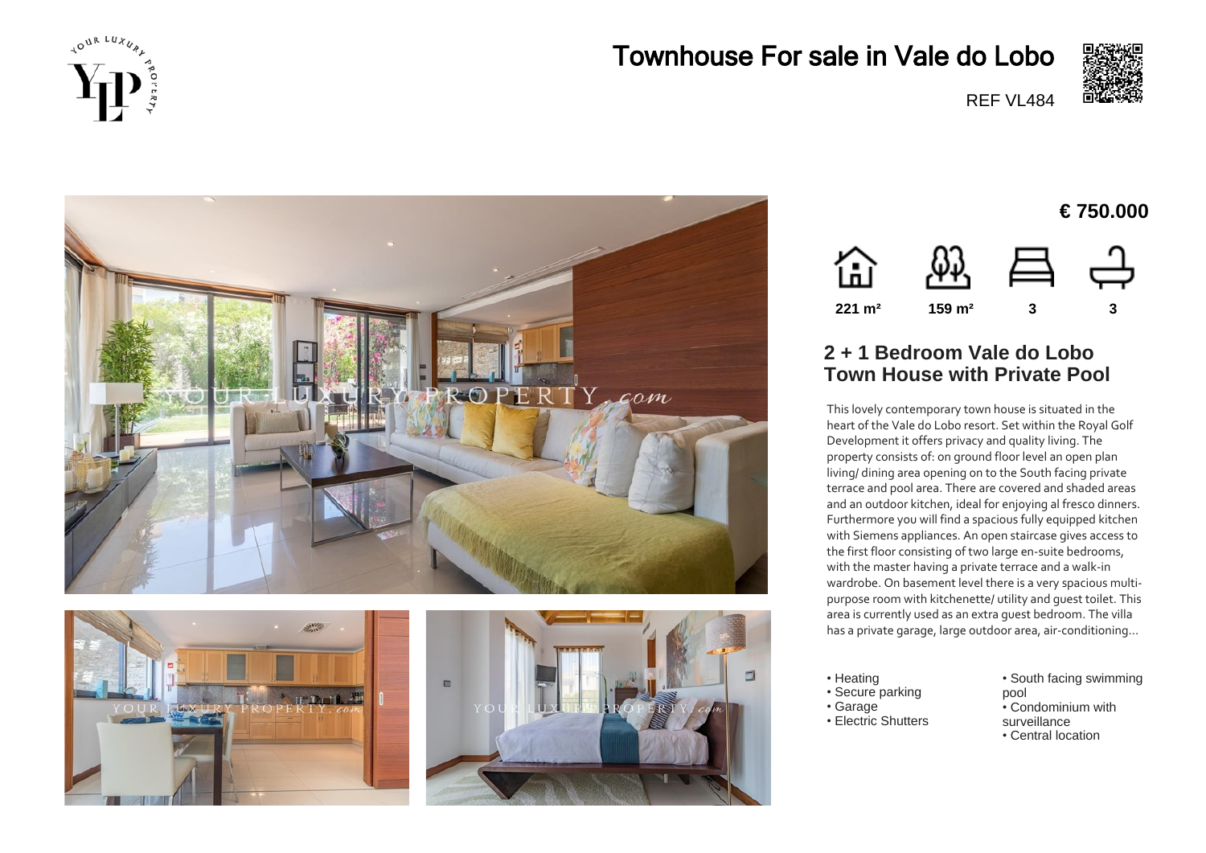# Townhouse For sale in Vale do Lobo

REF VL484

**€ 750.000**

| | | | |
|---|---|---|---|
| 221 m² | 159 m² | 3 | 3 |

## 2 + 1 Bedroom Vale do Lobo Town House with Private Pool

This lovely contemporary town house is situated in the heart of the Vale do Lobo resort. Set within the Royal Golf Development it offers privacy and quality living. The property consists of: on ground floor level an open plan living/ dining area opening on to the South facing private terrace and pool area. There are covered and shaded areas and an outdoor kitchen, ideal for enjoying al fresco dinners. Furthermore you will find a spacious fully equipped kitchen with Siemens appliances. An open staircase gives access to the first floor consisting of two large en-suite bedrooms, with the master having a private terrace and a walk-in wardrobe. On basement level there is a very spacious multi-purpose room with kitchenette/ utility and guest toilet. This area is currently used as an extra guest bedroom. The villa has a private garage, large outdoor area, air-conditioning...

- Heating
- Secure parking
- Garage
- Electric Shutters
- South facing swimming pool
- Condominium with surveillance
- Central location